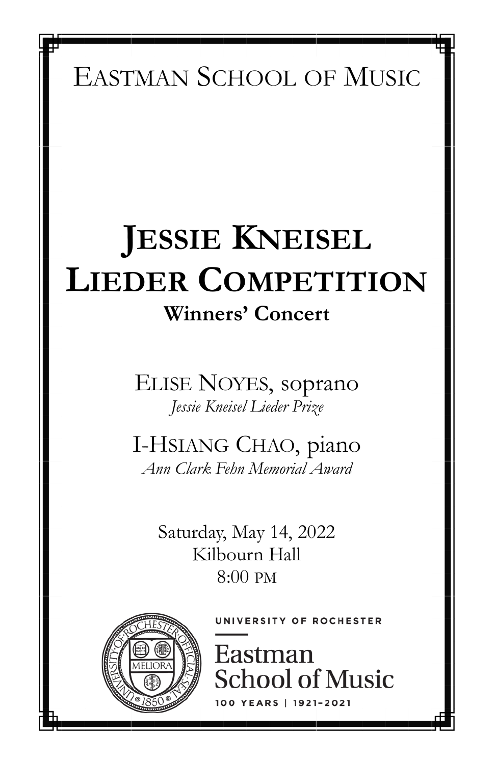EASTMAN SCHOOL OF MUSIC

# JESSIE KNEISEL LIEDER COMPETITION

**Winners' Concert**

ELISE NOYES, soprano
*Jessie Kneisel Lieder Prize*

I-HSIANG CHAO, piano
*Ann Clark Fehn Memorial Award*

Saturday, May 14, 2022
Kilbourn Hall
8:00 PM

UNIVERSITY OF ROCHESTER
Eastman School of Music
100 YEARS | 1921–2021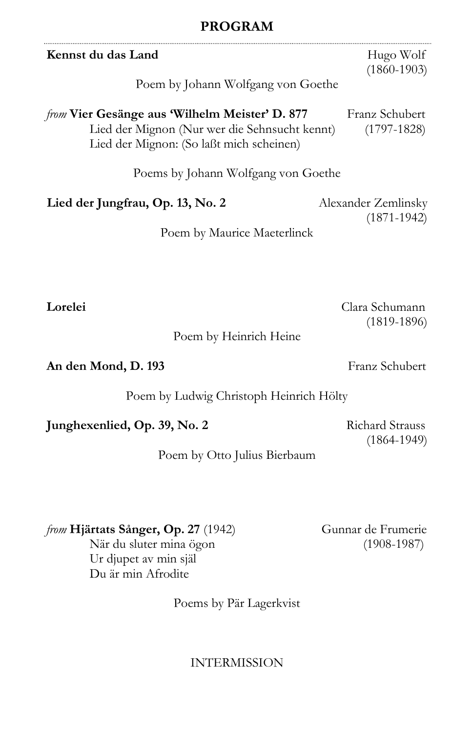## PROGRAM

**Kennst du das Land** — Hugo Wolf (1860-1903)

Poem by Johann Wolfgang von Goethe

*from* **Vier Gesänge aus 'Wilhelm Meister' D. 877** — Franz Schubert (1797-1828)

Lied der Mignon (Nur wer die Sehnsucht kennt)
Lied der Mignon: (So laßt mich scheinen)

Poems by Johann Wolfgang von Goethe

**Lied der Jungfrau, Op. 13, No. 2** — Alexander Zemlinsky (1871-1942)

Poem by Maurice Maeterlinck

**Lorelei** — Clara Schumann (1819-1896)

Poem by Heinrich Heine

**An den Mond, D. 193** — Franz Schubert

Poem by Ludwig Christoph Heinrich Hölty

**Junghexenlied, Op. 39, No. 2** — Richard Strauss (1864-1949)

Poem by Otto Julius Bierbaum

*from* **Hjärtats Sånger, Op. 27** (1942) — Gunnar de Frumerie (1908-1987)

När du sluter mina ögon
Ur djupet av min själ
Du är min Afrodite

Poems by Pär Lagerkvist

INTERMISSION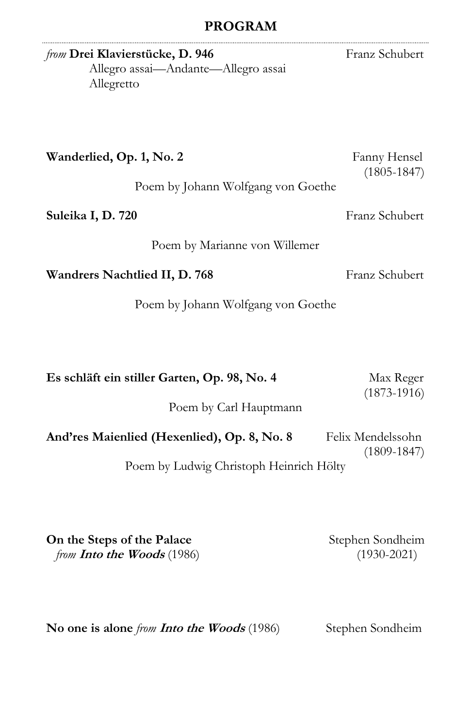## PROGRAM

*from* **Drei Klavierstücke, D. 946** — Franz Schubert

Allegro assai—Andante—Allegro assai

Allegretto

**Wanderlied, Op. 1, No. 2** — Fanny Hensel (1805-1847)

Poem by Johann Wolfgang von Goethe

**Suleika I, D. 720** — Franz Schubert

Poem by Marianne von Willemer

**Wandrers Nachtlied II, D. 768** — Franz Schubert

Poem by Johann Wolfgang von Goethe

**Es schläft ein stiller Garten, Op. 98, No. 4** — Max Reger (1873-1916)

Poem by Carl Hauptmann

**And'res Maienlied (Hexenlied), Op. 8, No. 8** — Felix Mendelssohn (1809-1847)

Poem by Ludwig Christoph Heinrich Hölty

**On the Steps of the Palace** — Stephen Sondheim (1930-2021)
*from* ***Into the Woods*** (1986)

**No one is alone** *from* ***Into the Woods*** (1986) — Stephen Sondheim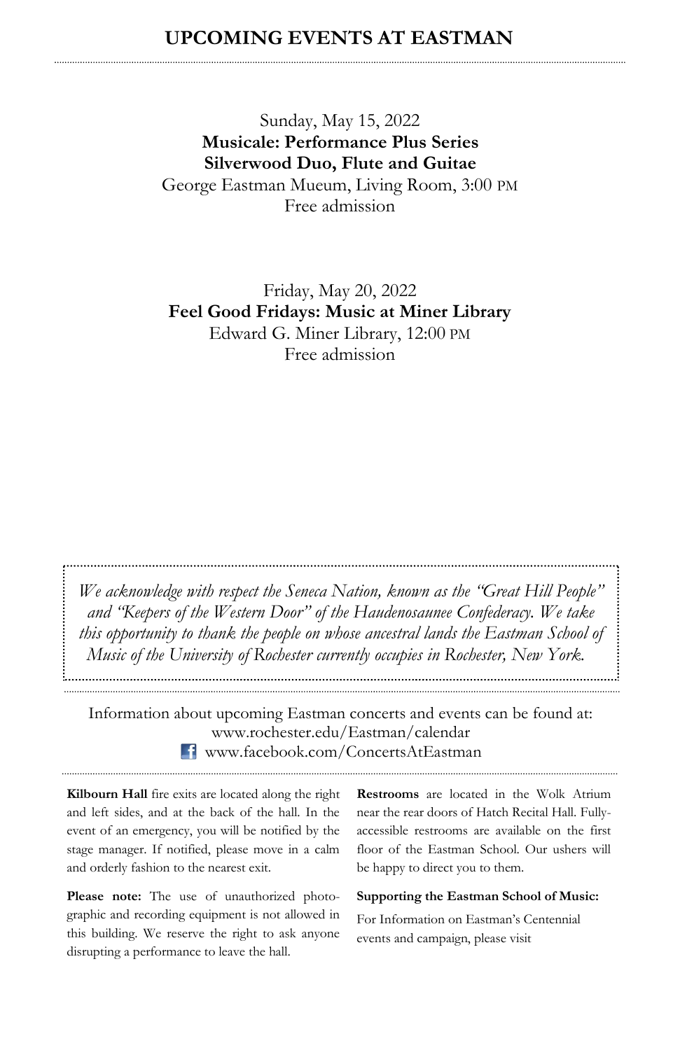# UPCOMING EVENTS AT EASTMAN

Sunday, May 15, 2022
**Musicale: Performance Plus Series**
**Silverwood Duo, Flute and Guitae**
George Eastman Mueum, Living Room, 3:00 PM
Free admission

Friday, May 20, 2022
**Feel Good Fridays: Music at Miner Library**
Edward G. Miner Library, 12:00 PM
Free admission

*We acknowledge with respect the Seneca Nation, known as the "Great Hill People" and "Keepers of the Western Door" of the Haudenosaunee Confederacy. We take this opportunity to thank the people on whose ancestral lands the Eastman School of Music of the University of Rochester currently occupies in Rochester, New York.*

Information about upcoming Eastman concerts and events can be found at:
www.rochester.edu/Eastman/calendar
www.facebook.com/ConcertsAtEastman

**Kilbourn Hall** fire exits are located along the right and left sides, and at the back of the hall. In the event of an emergency, you will be notified by the stage manager. If notified, please move in a calm and orderly fashion to the nearest exit.

**Please note:** The use of unauthorized photographic and recording equipment is not allowed in this building. We reserve the right to ask anyone disrupting a performance to leave the hall.

**Restrooms** are located in the Wolk Atrium near the rear doors of Hatch Recital Hall. Fully-accessible restrooms are available on the first floor of the Eastman School. Our ushers will be happy to direct you to them.

**Supporting the Eastman School of Music:**

For Information on Eastman's Centennial events and campaign, please visit